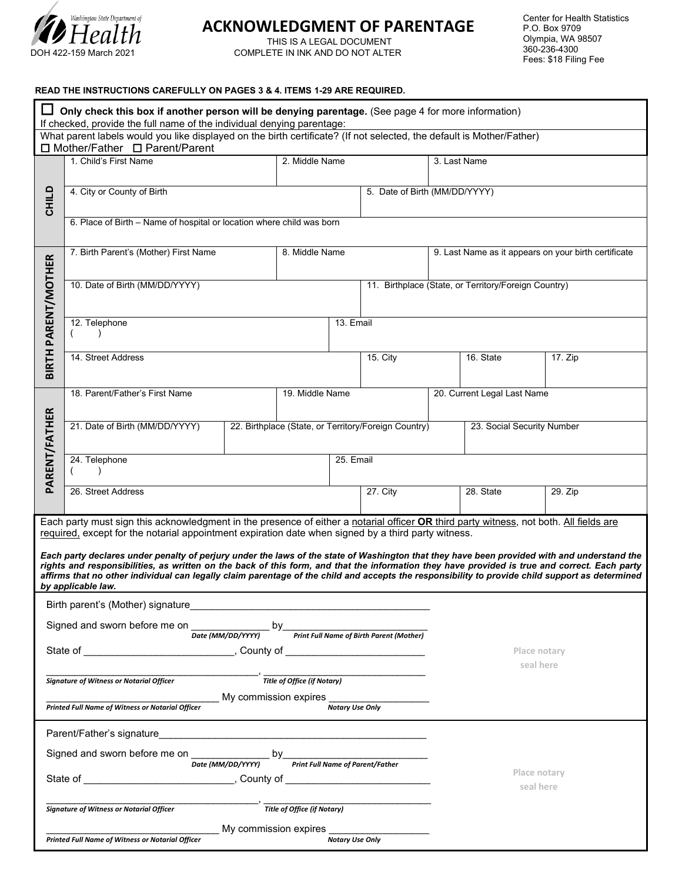Washington State Department of Health

DOH 422-159 March 2021

# ACKNOWLEDGMENT OF PARENTAGE

THIS IS A LEGAL DOCUMENT
COMPLETE IN INK AND DO NOT ALTER

Center for Health Statistics
P.O. Box 9709
Olympia, WA 98507
360-236-4300
Fees: $18 Filing Fee

**READ THE INSTRUCTIONS CAREFULLY ON PAGES 3 & 4. ITEMS 1-29 ARE REQUIRED.**

☐ **Only check this box if another person will be denying parentage.** (See page 4 for more information)
If checked, provide the full name of the individual denying parentage:

What parent labels would you like displayed on the birth certificate? (If not selected, the default is Mother/Father)
☐ Mother/Father ☐ Parent/Parent

| Section | | | | |
|---|---|---|---|---|
| **CHILD** | 1. Child's First Name | 2. Middle Name | 3. Last Name | |
| | 4. City or County of Birth | | 5. Date of Birth (MM/DD/YYYY) | |
| | 6. Place of Birth – Name of hospital or location where child was born | | | |
| **BIRTH PARENT/MOTHER** | 7. Birth Parent's (Mother) First Name | 8. Middle Name | 9. Last Name as it appears on your birth certificate | |
| | 10. Date of Birth (MM/DD/YYYY) | | 11. Birthplace (State, or Territory/Foreign Country) | |
| | 12. Telephone ( ) | 13. Email | | |
| | 14. Street Address | 15. City | 16. State | 17. Zip |
| **PARENT/FATHER** | 18. Parent/Father's First Name | 19. Middle Name | 20. Current Legal Last Name | |
| | 21. Date of Birth (MM/DD/YYYY) | 22. Birthplace (State, or Territory/Foreign Country) | 23. Social Security Number | |
| | 24. Telephone ( ) | 25. Email | | |
| | 26. Street Address | 27. City | 28. State | 29. Zip |

Each party must sign this acknowledgment in the presence of either a notarial officer **OR** third party witness, not both. All fields are required, except for the notarial appointment expiration date when signed by a third party witness.

***Each party declares under penalty of perjury under the laws of the state of Washington that they have been provided with and understand the rights and responsibilities, as written on the back of this form, and that the information they have provided is true and correct. Each party affirms that no other individual can legally claim parentage of the child and accepts the responsibility to provide child support as determined by applicable law.***

Birth parent's (Mother) signature_______________________________________

Signed and sworn before me on _____________ by_______________________
*Date (MM/DD/YYYY)* *Print Full Name of Birth Parent (Mother)*

State of _________________________, County of _______________________

_______________________________________, ____________________________
*Signature of Witness or Notarial Officer* *Title of Office (if Notary)*

______________________________ My commission expires _________________
*Printed Full Name of Witness or Notarial Officer* *Notary Use Only*

Place notary seal here

Parent/Father's signature_______________________________________

Signed and sworn before me on _____________ by_______________________
*Date (MM/DD/YYYY)* *Print Full Name of Parent/Father*

State of _________________________, County of _______________________

_______________________________________, ____________________________
*Signature of Witness or Notarial Officer* *Title of Office (if Notary)*

______________________________ My commission expires _________________
*Printed Full Name of Witness or Notarial Officer* *Notary Use Only*

Place notary seal here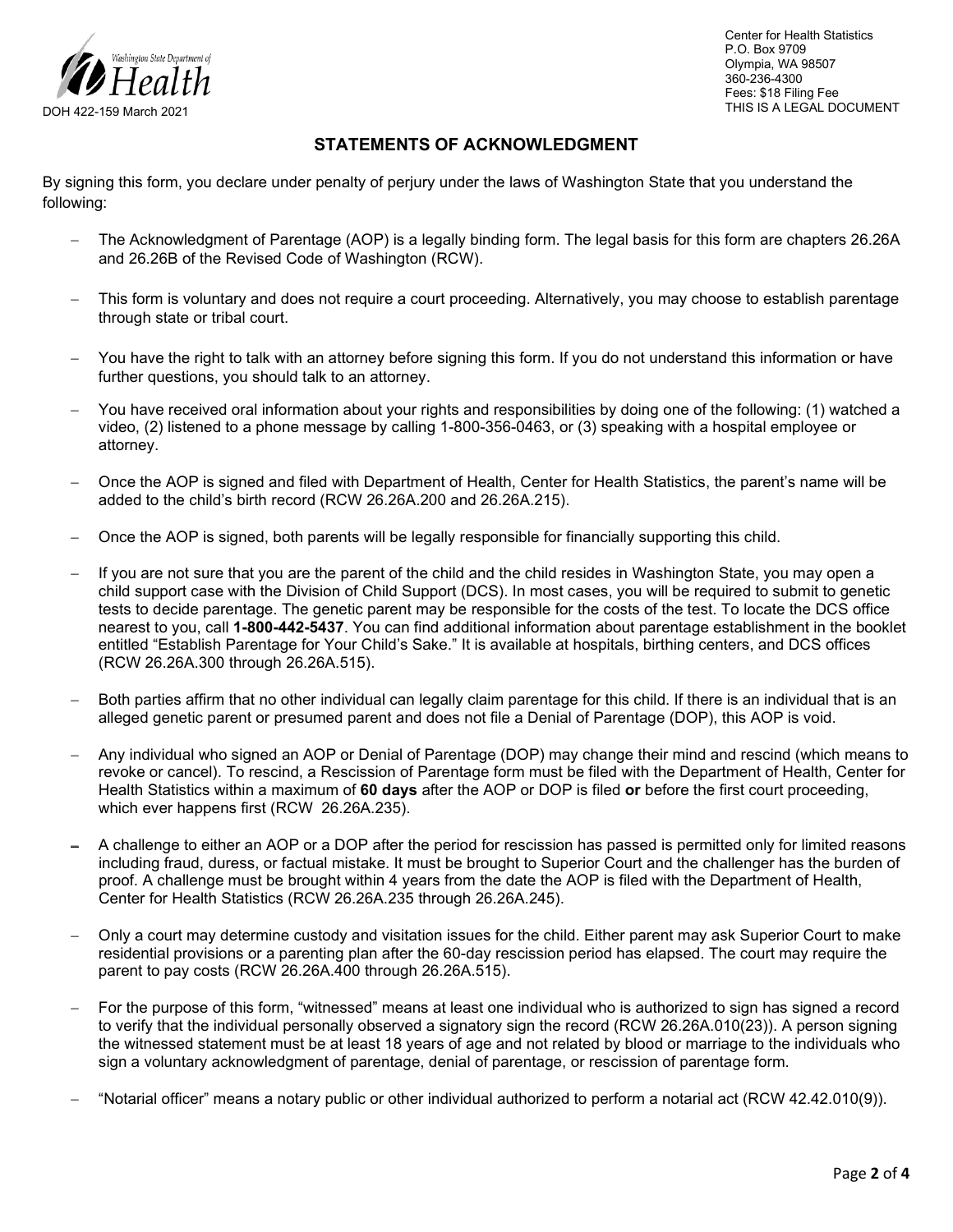DOH 422-159 March 2021

Center for Health Statistics
P.O. Box 9709
Olympia, WA 98507
360-236-4300
Fees: $18 Filing Fee
THIS IS A LEGAL DOCUMENT

## STATEMENTS OF ACKNOWLEDGMENT

By signing this form, you declare under penalty of perjury under the laws of Washington State that you understand the following:

- The Acknowledgment of Parentage (AOP) is a legally binding form. The legal basis for this form are chapters 26.26A and 26.26B of the Revised Code of Washington (RCW).
- This form is voluntary and does not require a court proceeding. Alternatively, you may choose to establish parentage through state or tribal court.
- You have the right to talk with an attorney before signing this form. If you do not understand this information or have further questions, you should talk to an attorney.
- You have received oral information about your rights and responsibilities by doing one of the following: (1) watched a video, (2) listened to a phone message by calling 1-800-356-0463, or (3) speaking with a hospital employee or attorney.
- Once the AOP is signed and filed with Department of Health, Center for Health Statistics, the parent's name will be added to the child's birth record (RCW 26.26A.200 and 26.26A.215).
- Once the AOP is signed, both parents will be legally responsible for financially supporting this child.
- If you are not sure that you are the parent of the child and the child resides in Washington State, you may open a child support case with the Division of Child Support (DCS). In most cases, you will be required to submit to genetic tests to decide parentage. The genetic parent may be responsible for the costs of the test. To locate the DCS office nearest to you, call **1-800-442-5437**. You can find additional information about parentage establishment in the booklet entitled "Establish Parentage for Your Child's Sake." It is available at hospitals, birthing centers, and DCS offices (RCW 26.26A.300 through 26.26A.515).
- Both parties affirm that no other individual can legally claim parentage for this child. If there is an individual that is an alleged genetic parent or presumed parent and does not file a Denial of Parentage (DOP), this AOP is void.
- Any individual who signed an AOP or Denial of Parentage (DOP) may change their mind and rescind (which means to revoke or cancel). To rescind, a Rescission of Parentage form must be filed with the Department of Health, Center for Health Statistics within a maximum of **60 days** after the AOP or DOP is filed **or** before the first court proceeding, which ever happens first (RCW 26.26A.235).
- A challenge to either an AOP or a DOP after the period for rescission has passed is permitted only for limited reasons including fraud, duress, or factual mistake. It must be brought to Superior Court and the challenger has the burden of proof. A challenge must be brought within 4 years from the date the AOP is filed with the Department of Health, Center for Health Statistics (RCW 26.26A.235 through 26.26A.245).
- Only a court may determine custody and visitation issues for the child. Either parent may ask Superior Court to make residential provisions or a parenting plan after the 60-day rescission period has elapsed. The court may require the parent to pay costs (RCW 26.26A.400 through 26.26A.515).
- For the purpose of this form, "witnessed" means at least one individual who is authorized to sign has signed a record to verify that the individual personally observed a signatory sign the record (RCW 26.26A.010(23)). A person signing the witnessed statement must be at least 18 years of age and not related by blood or marriage to the individuals who sign a voluntary acknowledgment of parentage, denial of parentage, or rescission of parentage form.
- "Notarial officer" means a notary public or other individual authorized to perform a notarial act (RCW 42.42.010(9)).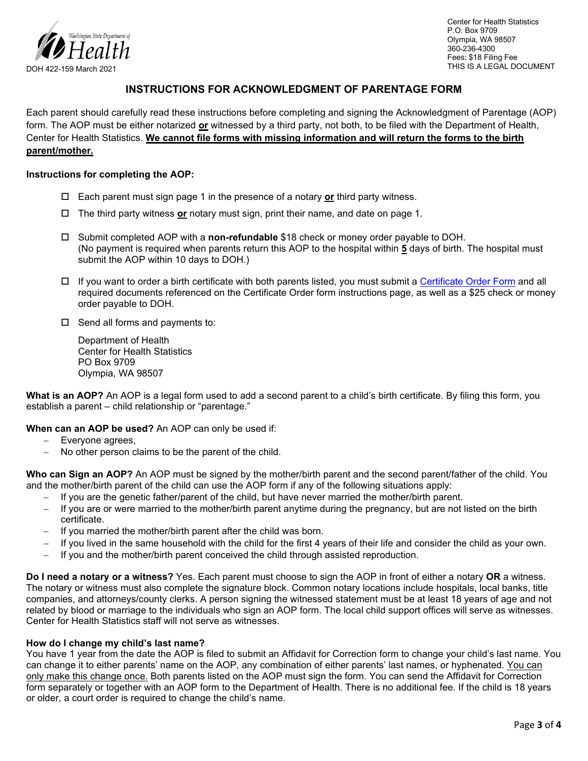Washington State Department of Health

DOH 422-159 March 2021

Center for Health Statistics
P.O. Box 9709
Olympia, WA 98507
360-236-4300
Fees: $18 Filing Fee
THIS IS A LEGAL DOCUMENT

# INSTRUCTIONS FOR ACKNOWLEDGMENT OF PARENTAGE FORM

Each parent should carefully read these instructions before completing and signing the Acknowledgment of Parentage (AOP) form. The AOP must be either notarized **or** witnessed by a third party, not both, to be filed with the Department of Health, Center for Health Statistics. **We cannot file forms with missing information and will return the forms to the birth parent/mother.**

**Instructions for completing the AOP:**

- ☐ Each parent must sign page 1 in the presence of a notary **or** third party witness.
- ☐ The third party witness **or** notary must sign, print their name, and date on page 1.
- ☐ Submit completed AOP with a **non-refundable** $18 check or money order payable to DOH. (No payment is required when parents return this AOP to the hospital within **5** days of birth. The hospital must submit the AOP within 10 days to DOH.)
- ☐ If you want to order a birth certificate with both parents listed, you must submit a Certificate Order Form and all required documents referenced on the Certificate Order form instructions page, as well as a $25 check or money order payable to DOH.
- ☐ Send all forms and payments to:

  Department of Health
  Center for Health Statistics
  PO Box 9709
  Olympia, WA 98507

**What is an AOP?** An AOP is a legal form used to add a second parent to a child's birth certificate. By filing this form, you establish a parent – child relationship or "parentage."

**When can an AOP be used?** An AOP can only be used if:

- Everyone agrees,
- No other person claims to be the parent of the child.

**Who can Sign an AOP?** An AOP must be signed by the mother/birth parent and the second parent/father of the child. You and the mother/birth parent of the child can use the AOP form if any of the following situations apply:

- If you are the genetic father/parent of the child, but have never married the mother/birth parent.
- If you are or were married to the mother/birth parent anytime during the pregnancy, but are not listed on the birth certificate.
- If you married the mother/birth parent after the child was born.
- If you lived in the same household with the child for the first 4 years of their life and consider the child as your own.
- If you and the mother/birth parent conceived the child through assisted reproduction.

**Do I need a notary or a witness?** Yes. Each parent must choose to sign the AOP in front of either a notary **OR** a witness. The notary or witness must also complete the signature block. Common notary locations include hospitals, local banks, title companies, and attorneys/county clerks. A person signing the witnessed statement must be at least 18 years of age and not related by blood or marriage to the individuals who sign an AOP form. The local child support offices will serve as witnesses. Center for Health Statistics staff will not serve as witnesses.

**How do I change my child's last name?**

You have 1 year from the date the AOP is filed to submit an Affidavit for Correction form to change your child's last name. You can change it to either parents' name on the AOP, any combination of either parents' last names, or hyphenated. You can only make this change once. Both parents listed on the AOP must sign the form. You can send the Affidavit for Correction form separately or together with an AOP form to the Department of Health. There is no additional fee. If the child is 18 years or older, a court order is required to change the child's name.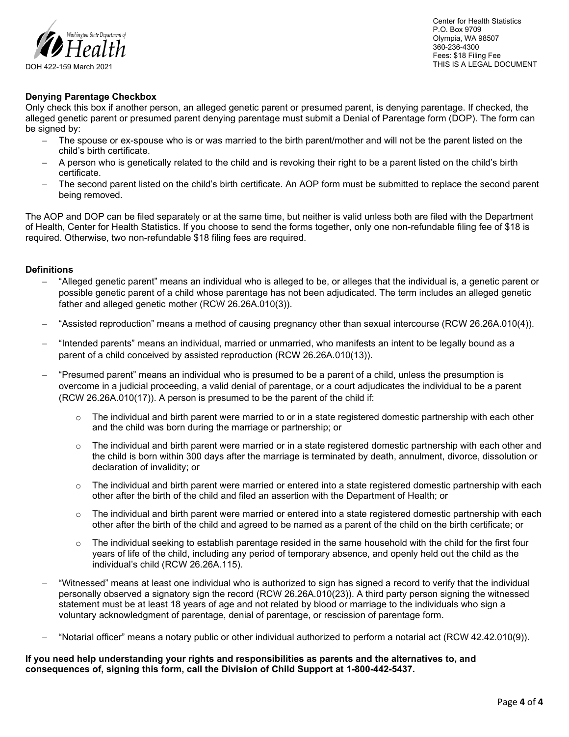Washington State Department of Health

DOH 422-159 March 2021

Center for Health Statistics
P.O. Box 9709
Olympia, WA 98507
360-236-4300
Fees: $18 Filing Fee
THIS IS A LEGAL DOCUMENT

**Denying Parentage Checkbox**

Only check this box if another person, an alleged genetic parent or presumed parent, is denying parentage. If checked, the alleged genetic parent or presumed parent denying parentage must submit a Denial of Parentage form (DOP). The form can be signed by:

- The spouse or ex-spouse who is or was married to the birth parent/mother and will not be the parent listed on the child's birth certificate.
- A person who is genetically related to the child and is revoking their right to be a parent listed on the child's birth certificate.
- The second parent listed on the child's birth certificate. An AOP form must be submitted to replace the second parent being removed.

The AOP and DOP can be filed separately or at the same time, but neither is valid unless both are filed with the Department of Health, Center for Health Statistics. If you choose to send the forms together, only one non-refundable filing fee of $18 is required. Otherwise, two non-refundable $18 filing fees are required.

**Definitions**

- "Alleged genetic parent" means an individual who is alleged to be, or alleges that the individual is, a genetic parent or possible genetic parent of a child whose parentage has not been adjudicated. The term includes an alleged genetic father and alleged genetic mother (RCW 26.26A.010(3)).
- "Assisted reproduction" means a method of causing pregnancy other than sexual intercourse (RCW 26.26A.010(4)).
- "Intended parents" means an individual, married or unmarried, who manifests an intent to be legally bound as a parent of a child conceived by assisted reproduction (RCW 26.26A.010(13)).
- "Presumed parent" means an individual who is presumed to be a parent of a child, unless the presumption is overcome in a judicial proceeding, a valid denial of parentage, or a court adjudicates the individual to be a parent (RCW 26.26A.010(17)). A person is presumed to be the parent of the child if:
  - The individual and birth parent were married to or in a state registered domestic partnership with each other and the child was born during the marriage or partnership; or
  - The individual and birth parent were married or in a state registered domestic partnership with each other and the child is born within 300 days after the marriage is terminated by death, annulment, divorce, dissolution or declaration of invalidity; or
  - The individual and birth parent were married or entered into a state registered domestic partnership with each other after the birth of the child and filed an assertion with the Department of Health; or
  - The individual and birth parent were married or entered into a state registered domestic partnership with each other after the birth of the child and agreed to be named as a parent of the child on the birth certificate; or
  - The individual seeking to establish parentage resided in the same household with the child for the first four years of life of the child, including any period of temporary absence, and openly held out the child as the individual's child (RCW 26.26A.115).
- "Witnessed" means at least one individual who is authorized to sign has signed a record to verify that the individual personally observed a signatory sign the record (RCW 26.26A.010(23)). A third party person signing the witnessed statement must be at least 18 years of age and not related by blood or marriage to the individuals who sign a voluntary acknowledgment of parentage, denial of parentage, or rescission of parentage form.
- "Notarial officer" means a notary public or other individual authorized to perform a notarial act (RCW 42.42.010(9)).

**If you need help understanding your rights and responsibilities as parents and the alternatives to, and consequences of, signing this form, call the Division of Child Support at 1-800-442-5437.**